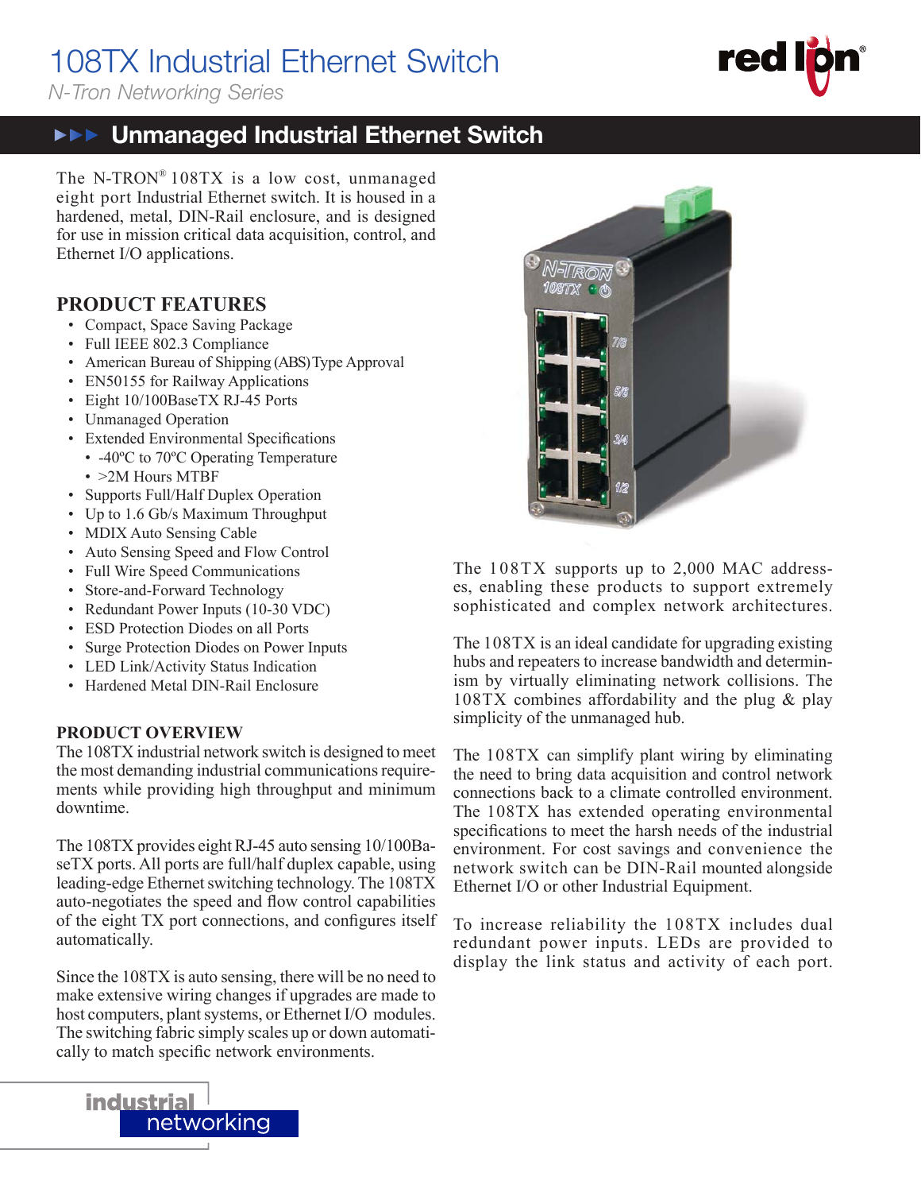# 108TX Industrial Ethernet Switch

*N-Tron Networking Series*

## Unmanaged Industrial Ethernet Switch

The N-TRON® 108TX is a low cost, unmanaged eight port Industrial Ethernet switch. It is housed in a hardened, metal, DIN-Rail enclosure, and is designed for use in mission critical data acquisition, control, and Ethernet I/O applications.

### PRODUCT FEATURES

- Compact, Space Saving Package
- Full IEEE 802.3 Compliance
- American Bureau of Shipping (ABS) Type Approval
- EN50155 for Railway Applications
- Eight 10/100BaseTX RJ-45 Ports
- Unmanaged Operation
- Extended Environmental Specifications
  - -40ºC to 70ºC Operating Temperature
  - >2M Hours MTBF
- Supports Full/Half Duplex Operation
- Up to 1.6 Gb/s Maximum Throughput
- MDIX Auto Sensing Cable
- Auto Sensing Speed and Flow Control
- Full Wire Speed Communications
- Store-and-Forward Technology
- Redundant Power Inputs (10-30 VDC)
- ESD Protection Diodes on all Ports
- Surge Protection Diodes on Power Inputs
- LED Link/Activity Status Indication
- Hardened Metal DIN-Rail Enclosure

### PRODUCT OVERVIEW

The 108TX industrial network switch is designed to meet the most demanding industrial communications requirements while providing high throughput and minimum downtime.

The 108TX provides eight RJ-45 auto sensing 10/100BaseTX ports. All ports are full/half duplex capable, using leading-edge Ethernet switching technology. The 108TX auto-negotiates the speed and flow control capabilities of the eight TX port connections, and configures itself automatically.

Since the 108TX is auto sensing, there will be no need to make extensive wiring changes if upgrades are made to host computers, plant systems, or Ethernet I/O modules. The switching fabric simply scales up or down automatically to match specific network environments.

The 108TX supports up to 2,000 MAC addresses, enabling these products to support extremely sophisticated and complex network architectures.

The 108TX is an ideal candidate for upgrading existing hubs and repeaters to increase bandwidth and determinism by virtually eliminating network collisions. The 108TX combines affordability and the plug & play simplicity of the unmanaged hub.

The 108TX can simplify plant wiring by eliminating the need to bring data acquisition and control network connections back to a climate controlled environment. The 108TX has extended operating environmental specifications to meet the harsh needs of the industrial environment. For cost savings and convenience the network switch can be DIN-Rail mounted alongside Ethernet I/O or other Industrial Equipment.

To increase reliability the 108TX includes dual redundant power inputs. LEDs are provided to display the link status and activity of each port.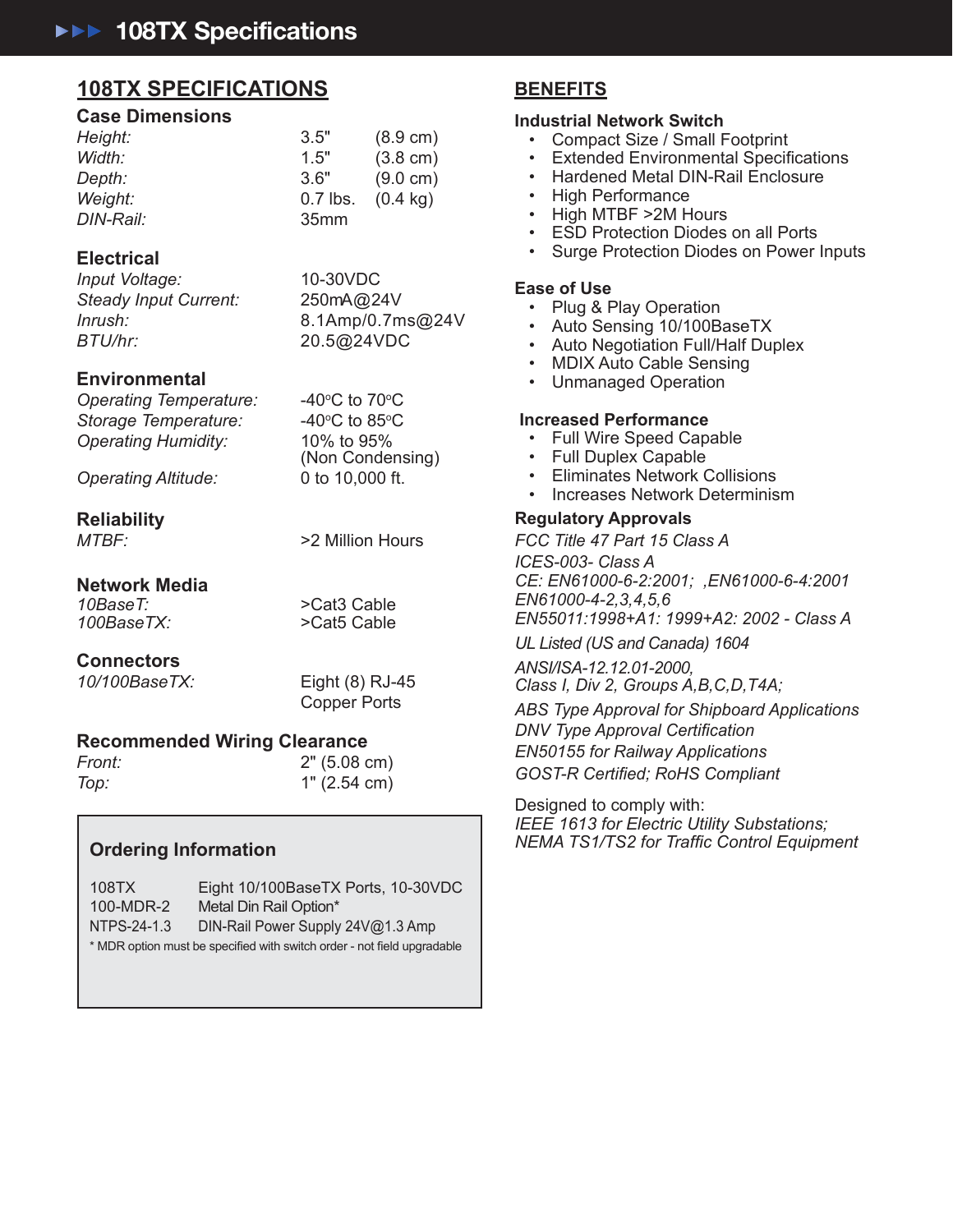# 108TX SPECIFICATIONS

### Case Dimensions

| | | |
|---|---|---|
| *Height:* | 3.5" | (8.9 cm) |
| *Width:* | 1.5" | (3.8 cm) |
| *Depth:* | 3.6" | (9.0 cm) |
| *Weight:* | 0.7 lbs. | (0.4 kg) |
| *DIN-Rail:* | 35mm | |

### Electrical

| | |
|---|---|
| *Input Voltage:* | 10-30VDC |
| *Steady Input Current:* | 250mA@24V |
| *Inrush:* | 8.1Amp/0.7ms@24V |
| *BTU/hr:* | 20.5@24VDC |

### Environmental

| | |
|---|---|
| *Operating Temperature:* | -40°C to 70°C |
| *Storage Temperature:* | -40°C to 85°C |
| *Operating Humidity:* | 10% to 95% (Non Condensing) |
| *Operating Altitude:* | 0 to 10,000 ft. |

### Reliability

| | |
|---|---|
| *MTBF:* | >2 Million Hours |

### Network Media

| | |
|---|---|
| *10BaseT:* | >Cat3 Cable |
| *100BaseTX:* | >Cat5 Cable |

### Connectors

| | |
|---|---|
| *10/100BaseTX:* | Eight (8) RJ-45 Copper Ports |

### Recommended Wiring Clearance

| | |
|---|---|
| *Front:* | 2" (5.08 cm) |
| *Top:* | 1" (2.54 cm) |

### Ordering Information

| | |
|---|---|
| 108TX | Eight 10/100BaseTX Ports, 10-30VDC |
| 100-MDR-2 | Metal Din Rail Option* |
| NTPS-24-1.3 | DIN-Rail Power Supply 24V@1.3 Amp |

* MDR option must be specified with switch order - not field upgradable

# BENEFITS

### Industrial Network Switch

- Compact Size / Small Footprint
- Extended Environmental Specifications
- Hardened Metal DIN-Rail Enclosure
- High Performance
- High MTBF >2M Hours
- ESD Protection Diodes on all Ports
- Surge Protection Diodes on Power Inputs

### Ease of Use

- Plug & Play Operation
- Auto Sensing 10/100BaseTX
- Auto Negotiation Full/Half Duplex
- MDIX Auto Cable Sensing
- Unmanaged Operation

### Increased Performance

- Full Wire Speed Capable
- Full Duplex Capable
- Eliminates Network Collisions
- Increases Network Determinism

### Regulatory Approvals

*FCC Title 47 Part 15 Class A*
*ICES-003- Class A*
*CE: EN61000-6-2:2001; ,EN61000-6-4:2001*
*EN61000-4-2,3,4,5,6*
*EN55011:1998+A1: 1999+A2: 2002 - Class A*

*UL Listed (US and Canada) 1604*

*ANSI/ISA-12.12.01-2000,*
*Class I, Div 2, Groups A,B,C,D,T4A;*

*ABS Type Approval for Shipboard Applications*
*DNV Type Approval Certification*
*EN50155 for Railway Applications*
*GOST-R Certified; RoHS Compliant*

Designed to comply with:
*IEEE 1613 for Electric Utility Substations;*
*NEMA TS1/TS2 for Traffic Control Equipment*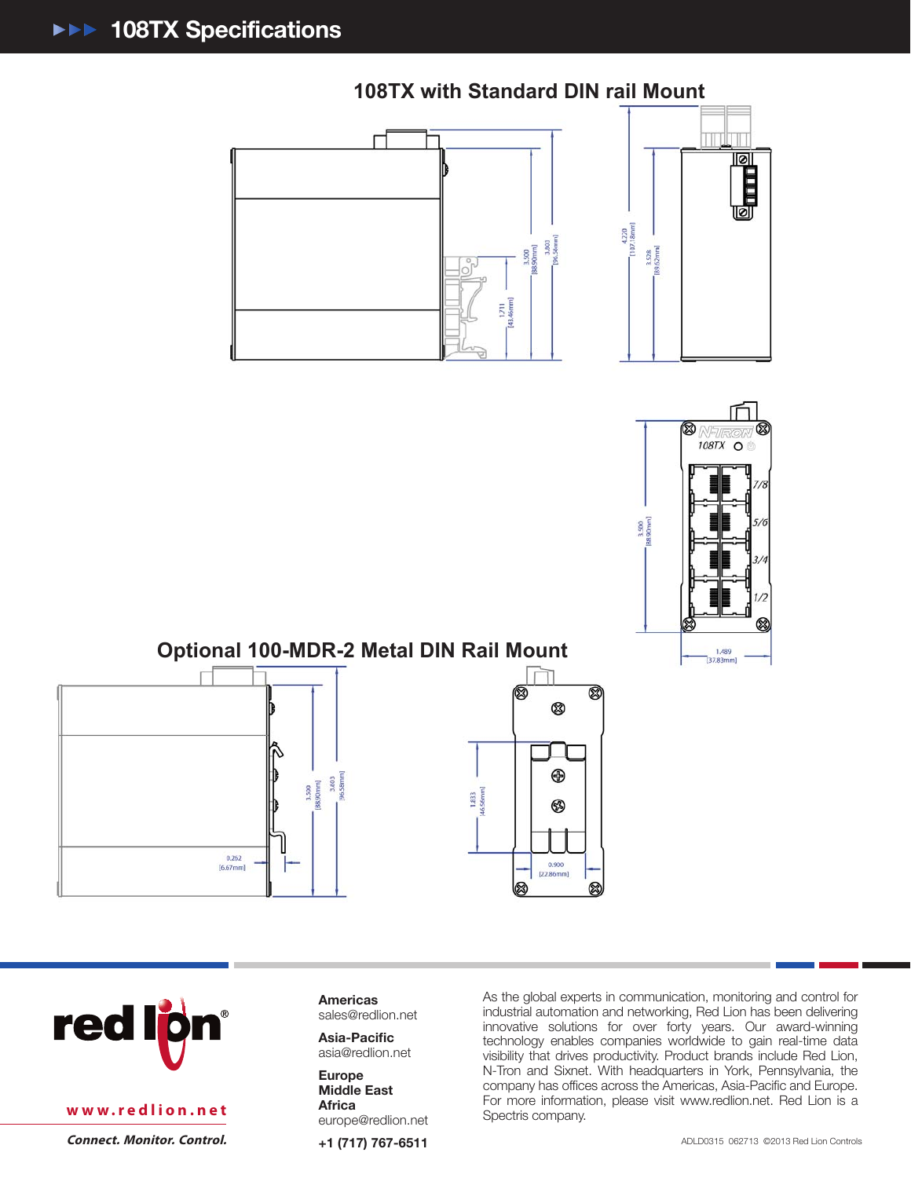# 108TX Specifications

## 108TX with Standard DIN rail Mount

3.500
[88.90mm]

3.803
[96.54mm]

1.711
[43.46mm]

4.220
[107.18mm]

3.528
[89.62mm]

N-TRON
108TX

7/8
5/6
3/4
1/2

3.500
[88.90mm]

1.489
[37.83mm]

## Optional 100-MDR-2 Metal DIN Rail Mount

0.262
[6.67mm]

3.500
[88.90mm]

3.803
[96.58mm]

1.833
[46.56mm]

0.900
[22.86mm]

---

red lion®

www.redlion.net

*Connect. Monitor. Control.*

**Americas**
sales@redlion.net

**Asia-Pacific**
asia@redlion.net

**Europe**
**Middle East**
**Africa**
europe@redlion.net

**+1 (717) 767-6511**

As the global experts in communication, monitoring and control for industrial automation and networking, Red Lion has been delivering innovative solutions for over forty years. Our award-winning technology enables companies worldwide to gain real-time data visibility that drives productivity. Product brands include Red Lion, N-Tron and Sixnet. With headquarters in York, Pennsylvania, the company has offices across the Americas, Asia-Pacific and Europe. For more information, please visit www.redlion.net. Red Lion is a Spectris company.

ADLD0315 062713 ©2013 Red Lion Controls